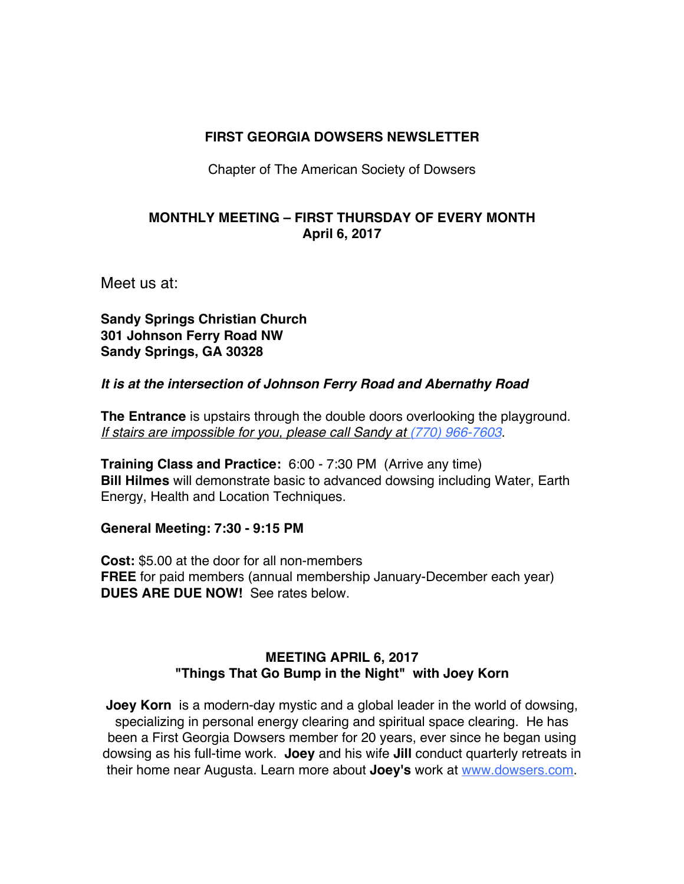# FIRST GEORGIA DOWSERS NEWSLETTER

Chapter of The American Society of Dowsers

## MONTHLY MEETING – FIRST THURSDAY OF EVERY MONTH
## April 6, 2017

Meet us at:

**Sandy Springs Christian Church**
**301 Johnson Ferry Road NW**
**Sandy Springs, GA 30328**

***It is at the intersection of Johnson Ferry Road and Abernathy Road***

**The Entrance** is upstairs through the double doors overlooking the playground.
*If stairs are impossible for you, please call Sandy at (770) 966-7603*.

**Training Class and Practice:** 6:00 - 7:30 PM (Arrive any time)
**Bill Hilmes** will demonstrate basic to advanced dowsing including Water, Earth Energy, Health and Location Techniques.

**General Meeting: 7:30 - 9:15 PM**

**Cost:** $5.00 at the door for all non-members
**FREE** for paid members (annual membership January-December each year)
**DUES ARE DUE NOW!** See rates below.

## MEETING APRIL 6, 2017
## "Things That Go Bump in the Night" with Joey Korn

**Joey Korn** is a modern-day mystic and a global leader in the world of dowsing, specializing in personal energy clearing and spiritual space clearing. He has been a First Georgia Dowsers member for 20 years, ever since he began using dowsing as his full-time work. **Joey** and his wife **Jill** conduct quarterly retreats in their home near Augusta. Learn more about **Joey's** work at www.dowsers.com.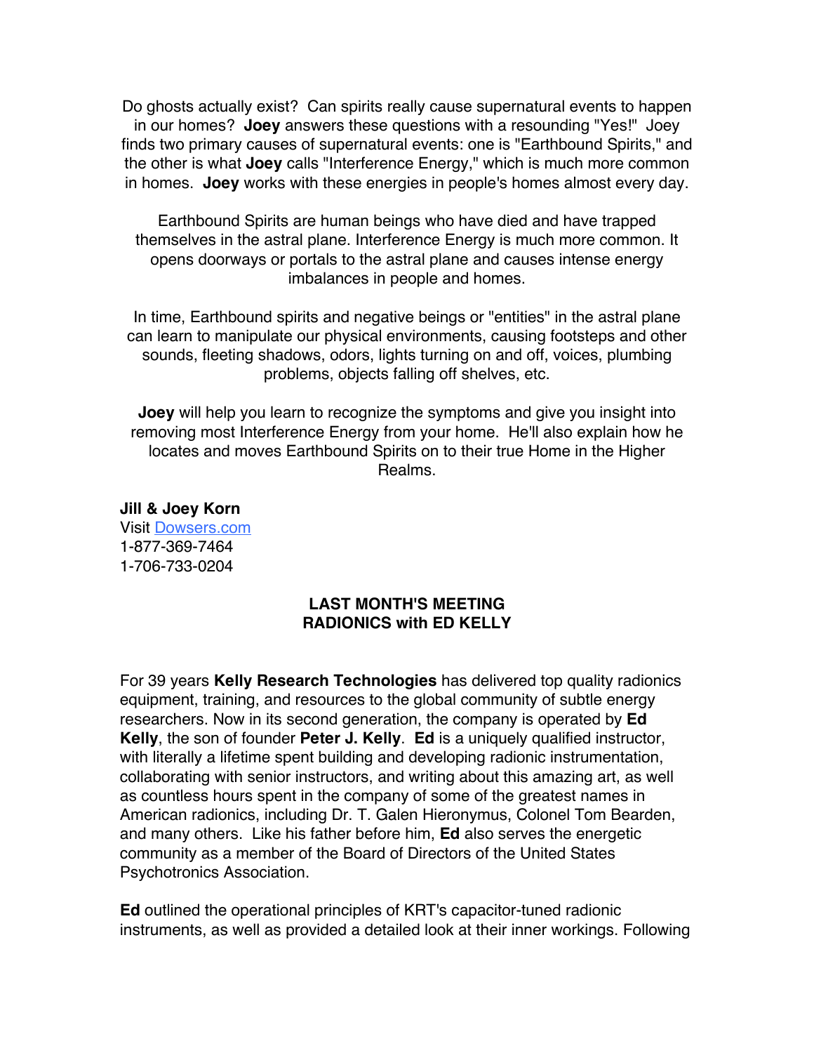Do ghosts actually exist? Can spirits really cause supernatural events to happen in our homes? **Joey** answers these questions with a resounding "Yes!" Joey finds two primary causes of supernatural events: one is "Earthbound Spirits," and the other is what **Joey** calls "Interference Energy," which is much more common in homes. **Joey** works with these energies in people's homes almost every day.

Earthbound Spirits are human beings who have died and have trapped themselves in the astral plane. Interference Energy is much more common. It opens doorways or portals to the astral plane and causes intense energy imbalances in people and homes.

In time, Earthbound spirits and negative beings or "entities" in the astral plane can learn to manipulate our physical environments, causing footsteps and other sounds, fleeting shadows, odors, lights turning on and off, voices, plumbing problems, objects falling off shelves, etc.

**Joey** will help you learn to recognize the symptoms and give you insight into removing most Interference Energy from your home. He'll also explain how he locates and moves Earthbound Spirits on to their true Home in the Higher Realms.

**Jill & Joey Korn**
Visit [Dowsers.com](Dowsers.com)
1-877-369-7464
1-706-733-0204

## LAST MONTH'S MEETING
## RADIONICS with ED KELLY

For 39 years **Kelly Research Technologies** has delivered top quality radionics equipment, training, and resources to the global community of subtle energy researchers. Now in its second generation, the company is operated by **Ed Kelly**, the son of founder **Peter J. Kelly**. **Ed** is a uniquely qualified instructor, with literally a lifetime spent building and developing radionic instrumentation, collaborating with senior instructors, and writing about this amazing art, as well as countless hours spent in the company of some of the greatest names in American radionics, including Dr. T. Galen Hieronymus, Colonel Tom Bearden, and many others. Like his father before him, **Ed** also serves the energetic community as a member of the Board of Directors of the United States Psychotronics Association.

**Ed** outlined the operational principles of KRT's capacitor-tuned radionic instruments, as well as provided a detailed look at their inner workings. Following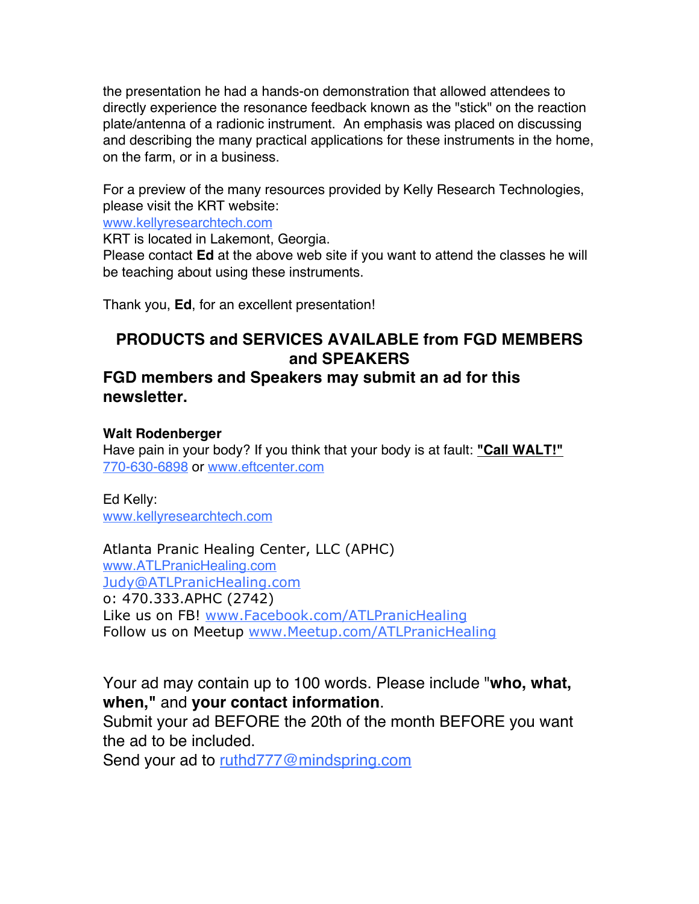the presentation he had a hands-on demonstration that allowed attendees to directly experience the resonance feedback known as the "stick" on the reaction plate/antenna of a radionic instrument. An emphasis was placed on discussing and describing the many practical applications for these instruments in the home, on the farm, or in a business.

For a preview of the many resources provided by Kelly Research Technologies, please visit the KRT website:
www.kellyresearchtech.com
KRT is located in Lakemont, Georgia.
Please contact **Ed** at the above web site if you want to attend the classes he will be teaching about using these instruments.

Thank you, **Ed**, for an excellent presentation!

## PRODUCTS and SERVICES AVAILABLE from FGD MEMBERS and SPEAKERS

### FGD members and Speakers may submit an ad for this newsletter.

**Walt Rodenberger**
Have pain in your body? If you think that your body is at fault: **"Call WALT!"**
770-630-6898 or www.eftcenter.com

Ed Kelly:
www.kellyresearchtech.com

Atlanta Pranic Healing Center, LLC (APHC)
www.ATLPranicHealing.com
Judy@ATLPranicHealing.com
o: 470.333.APHC (2742)
Like us on FB! www.Facebook.com/ATLPranicHealing
Follow us on Meetup www.Meetup.com/ATLPranicHealing

Your ad may contain up to 100 words. Please include "**who, what, when,"** and **your contact information**.
Submit your ad BEFORE the 20th of the month BEFORE you want the ad to be included.
Send your ad to ruthd777@mindspring.com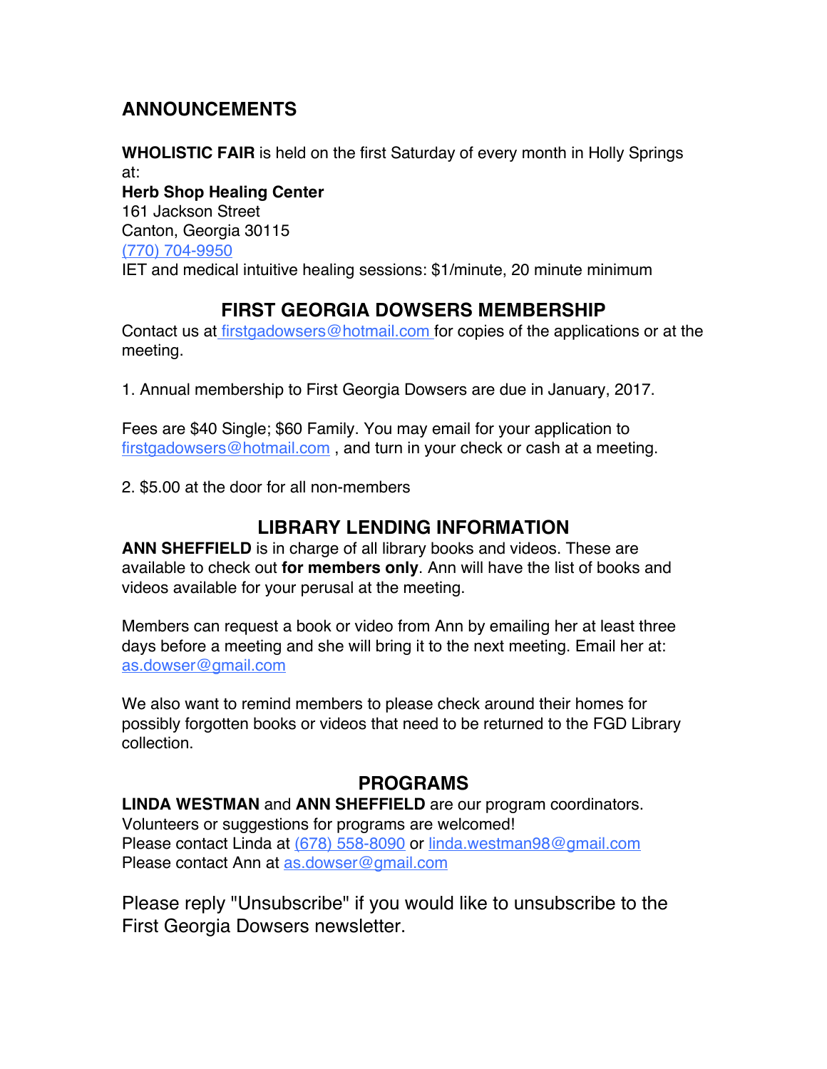## ANNOUNCEMENTS

**WHOLISTIC FAIR** is held on the first Saturday of every month in Holly Springs at:
**Herb Shop Healing Center**
161 Jackson Street
Canton, Georgia 30115
(770) 704-9950
IET and medical intuitive healing sessions: $1/minute, 20 minute minimum

## FIRST GEORGIA DOWSERS MEMBERSHIP

Contact us at firstgadowsers@hotmail.com for copies of the applications or at the meeting.

1. Annual membership to First Georgia Dowsers are due in January, 2017.

Fees are $40 Single; $60 Family. You may email for your application to firstgadowsers@hotmail.com , and turn in your check or cash at a meeting.

2. $5.00 at the door for all non-members

## LIBRARY LENDING INFORMATION

**ANN SHEFFIELD** is in charge of all library books and videos. These are available to check out **for members only**. Ann will have the list of books and videos available for your perusal at the meeting.

Members can request a book or video from Ann by emailing her at least three days before a meeting and she will bring it to the next meeting. Email her at: as.dowser@gmail.com

We also want to remind members to please check around their homes for possibly forgotten books or videos that need to be returned to the FGD Library collection.

## PROGRAMS

**LINDA WESTMAN** and **ANN SHEFFIELD** are our program coordinators.
Volunteers or suggestions for programs are welcomed!
Please contact Linda at (678) 558-8090 or linda.westman98@gmail.com
Please contact Ann at as.dowser@gmail.com

Please reply "Unsubscribe" if you would like to unsubscribe to the First Georgia Dowsers newsletter.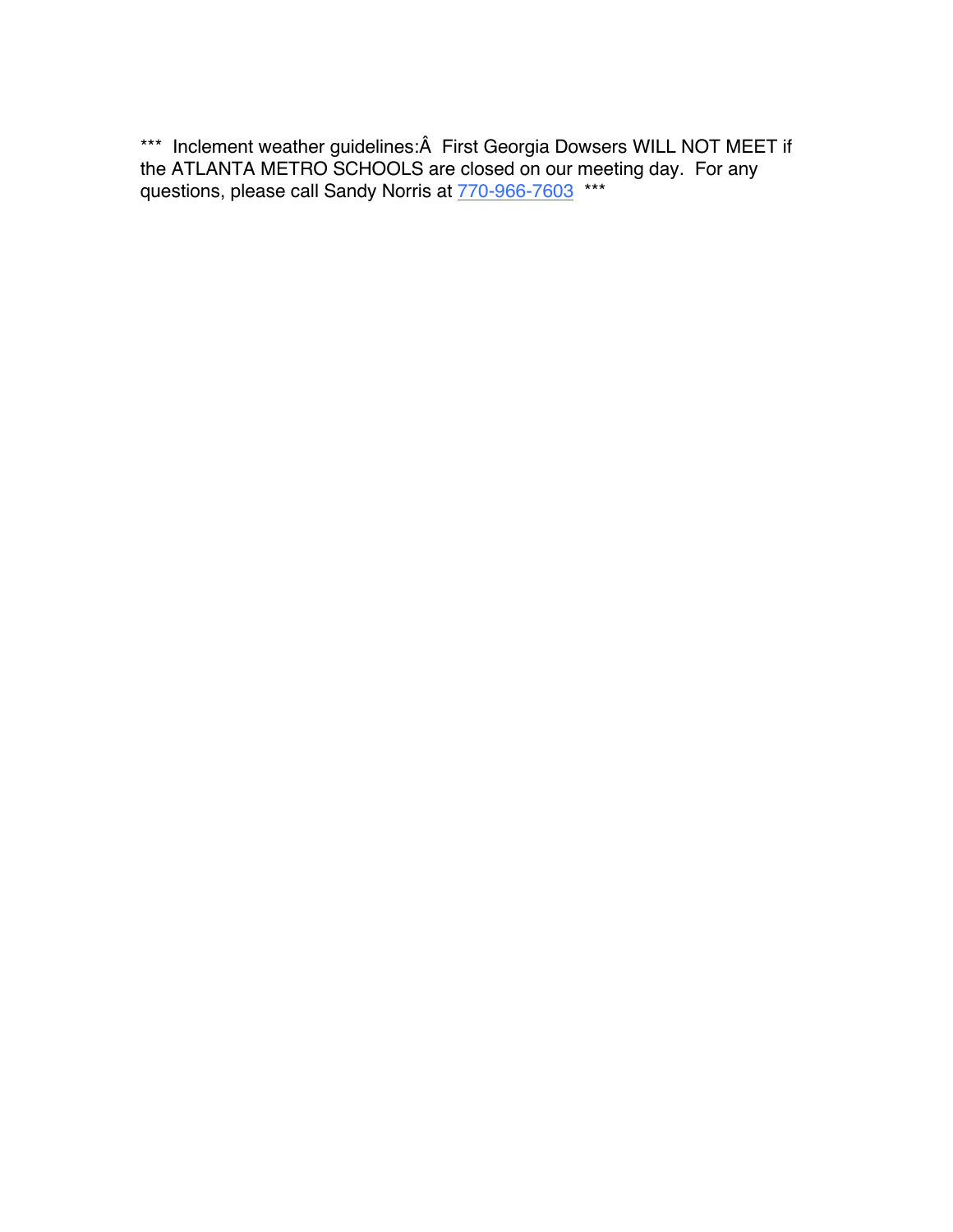*** Inclement weather guidelines:Â  First Georgia Dowsers WILL NOT MEET if the ATLANTA METRO SCHOOLS are closed on our meeting day.  For any questions, please call Sandy Norris at 770-966-7603  ***